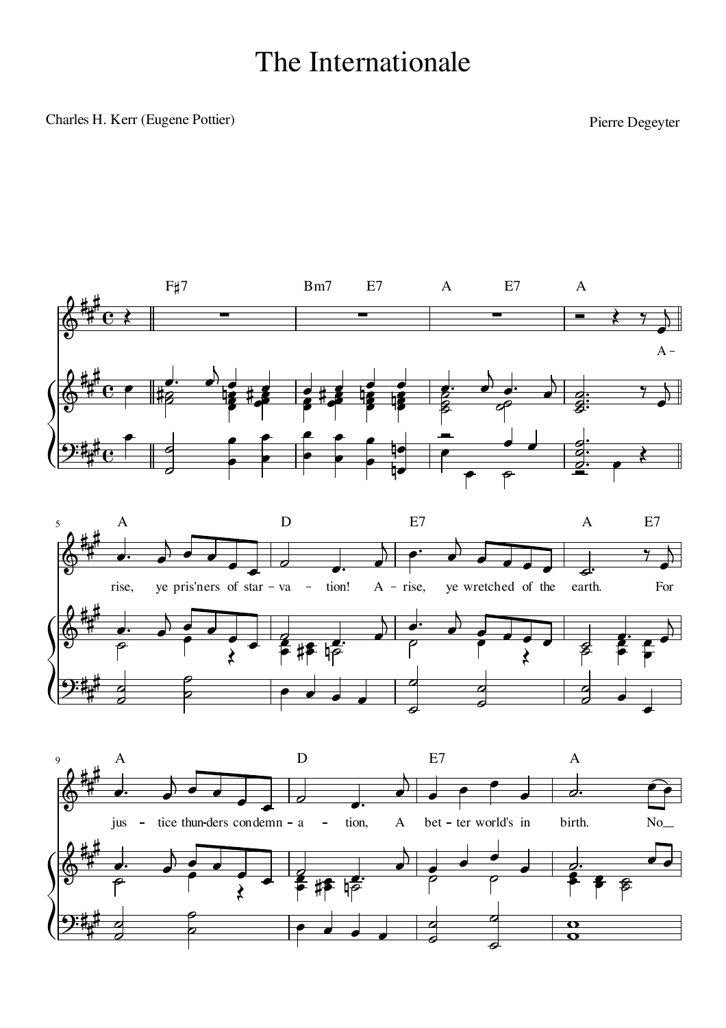# The Internationale

Charles H. Kerr (Eugene Pottier)

Pierre Degeyter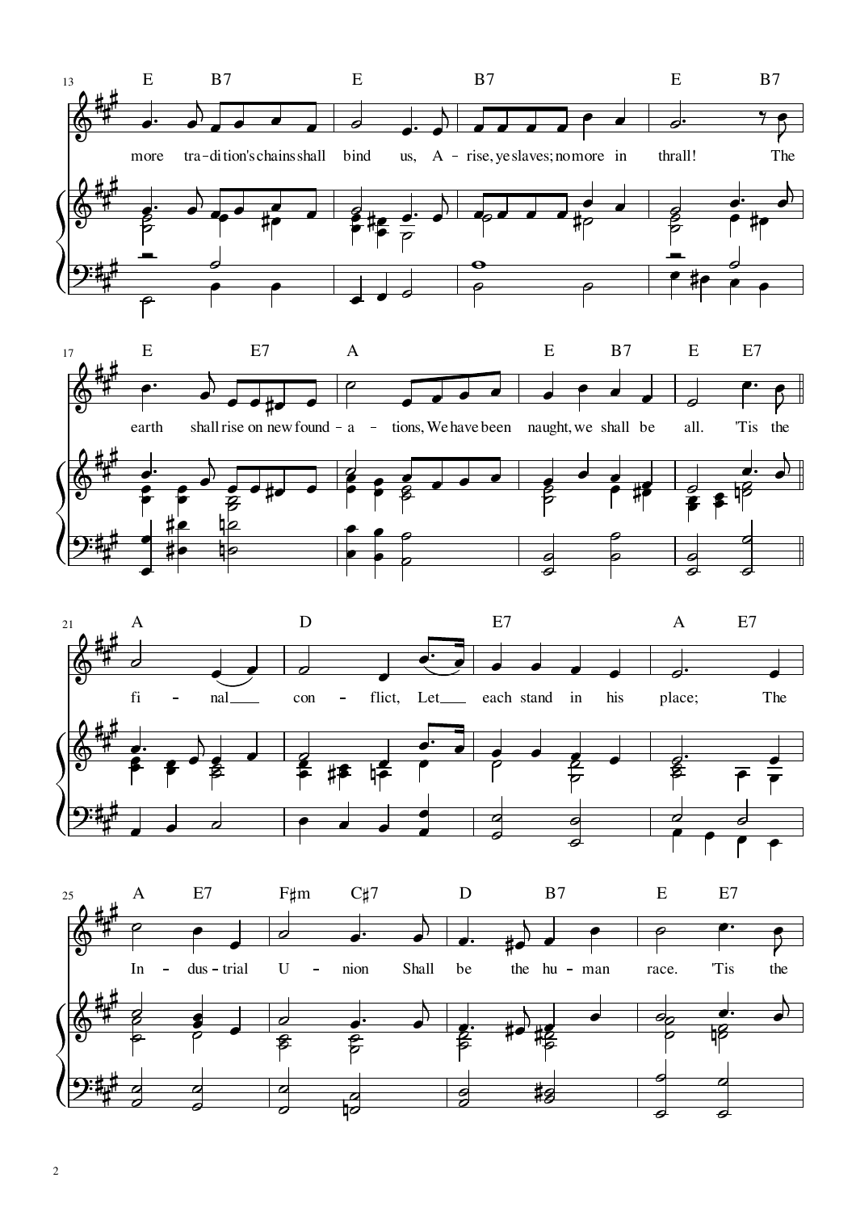13 — E B7 E B7 E B7

more tra - di - tion's chains shall bind us, A - rise, ye slaves; no more in thrall! The

17 — E E7 A E B7 E E7

earth shall rise on new found - a - tions, We have been naught, we shall be all. 'Tis the

21 — A D E7 A E7

fi - nal con - flict, Let each stand in his place; The

25 — A E7 F♯m C♯7 D B7 E E7

In - dus - trial U - nion Shall be the hu - man race. 'Tis the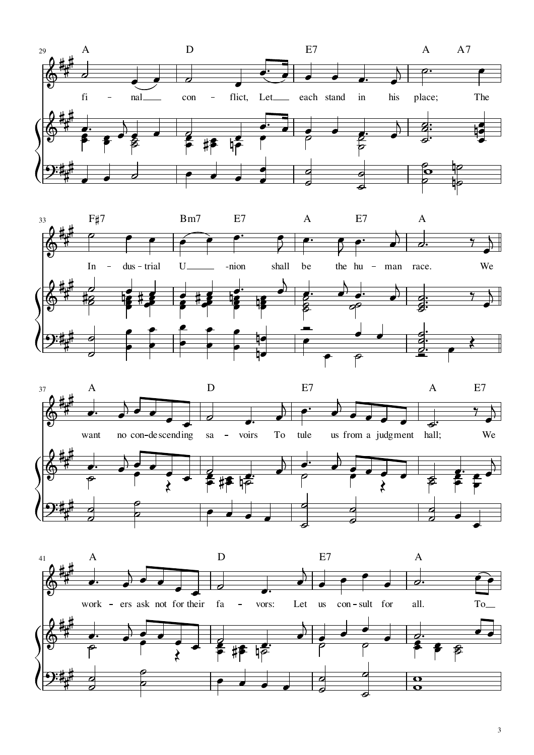29

A D E7 A A7

fi - nal con - flict, Let each stand in his place; The

33

F♯7 Bm7 E7 A E7 A

In - dus - trial U -nion shall be the hu - man race. We

37

A D E7 A E7

want no con-de-scend-ing sa - voirs To tule us from a judg-ment hall; We

41

A D E7 A

work - ers ask not for their fa - vors: Let us con - sult for all. To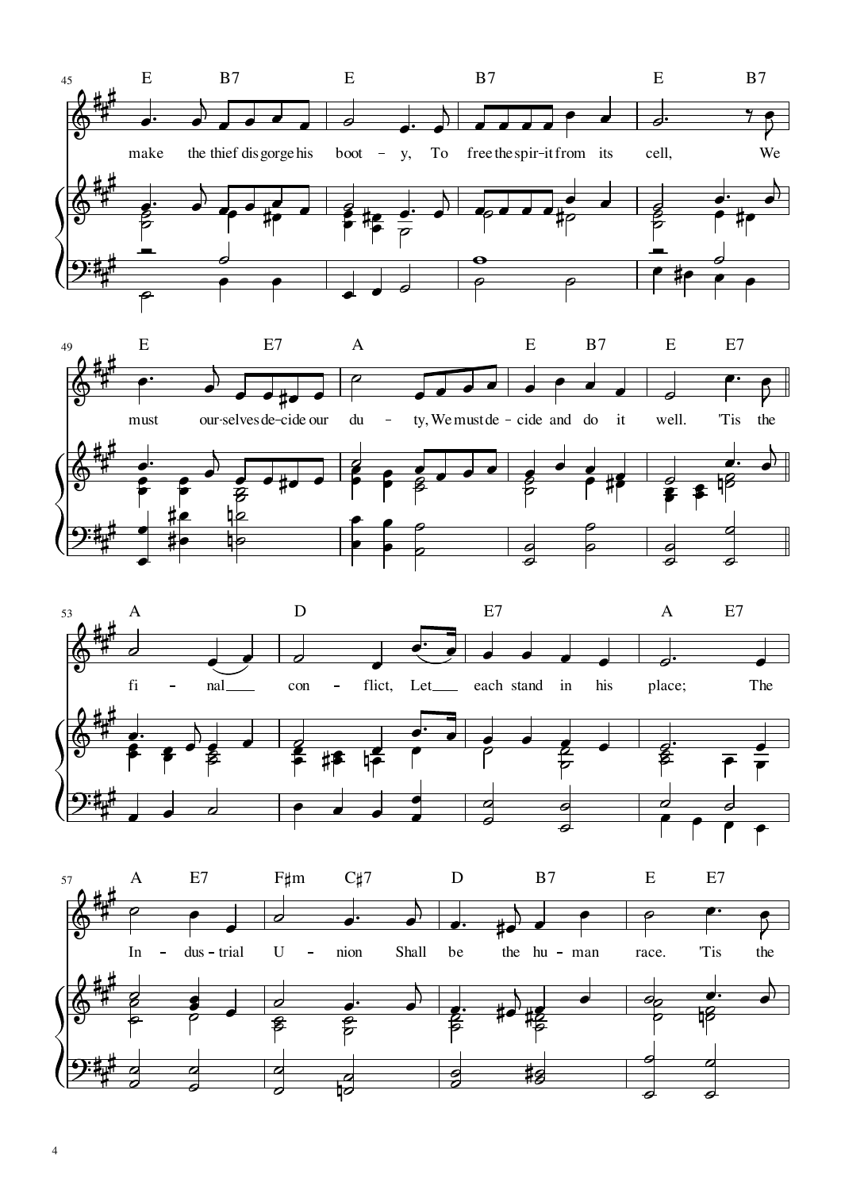make the thief disgorge his booty, To free the spirit from its cell, We must ourselves decide our duty, We must decide and do it well. 'Tis the

final conflict, Let each stand in his place; The Industrial Union Shall be the human race. 'Tis the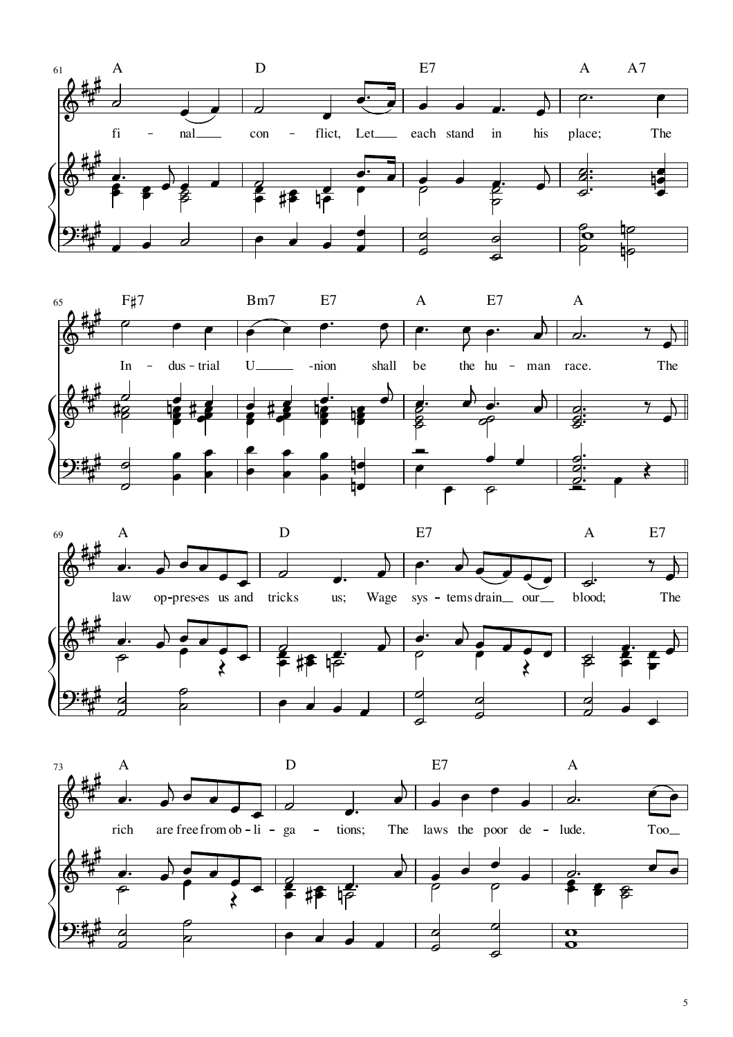61

A D E7 A A7

fi - nal con - flict, Let each stand in his place; The

65

F♯7 Bm7 E7 A E7 A

In - dus - trial U - nion shall be the hu - man race. The

69

A D E7 A E7

law op - pres - es us and tricks us; Wage sys - tems drain our blood; The

73

A D E7 A

rich are free from ob - li - ga - tions; The laws the poor de - lude. Too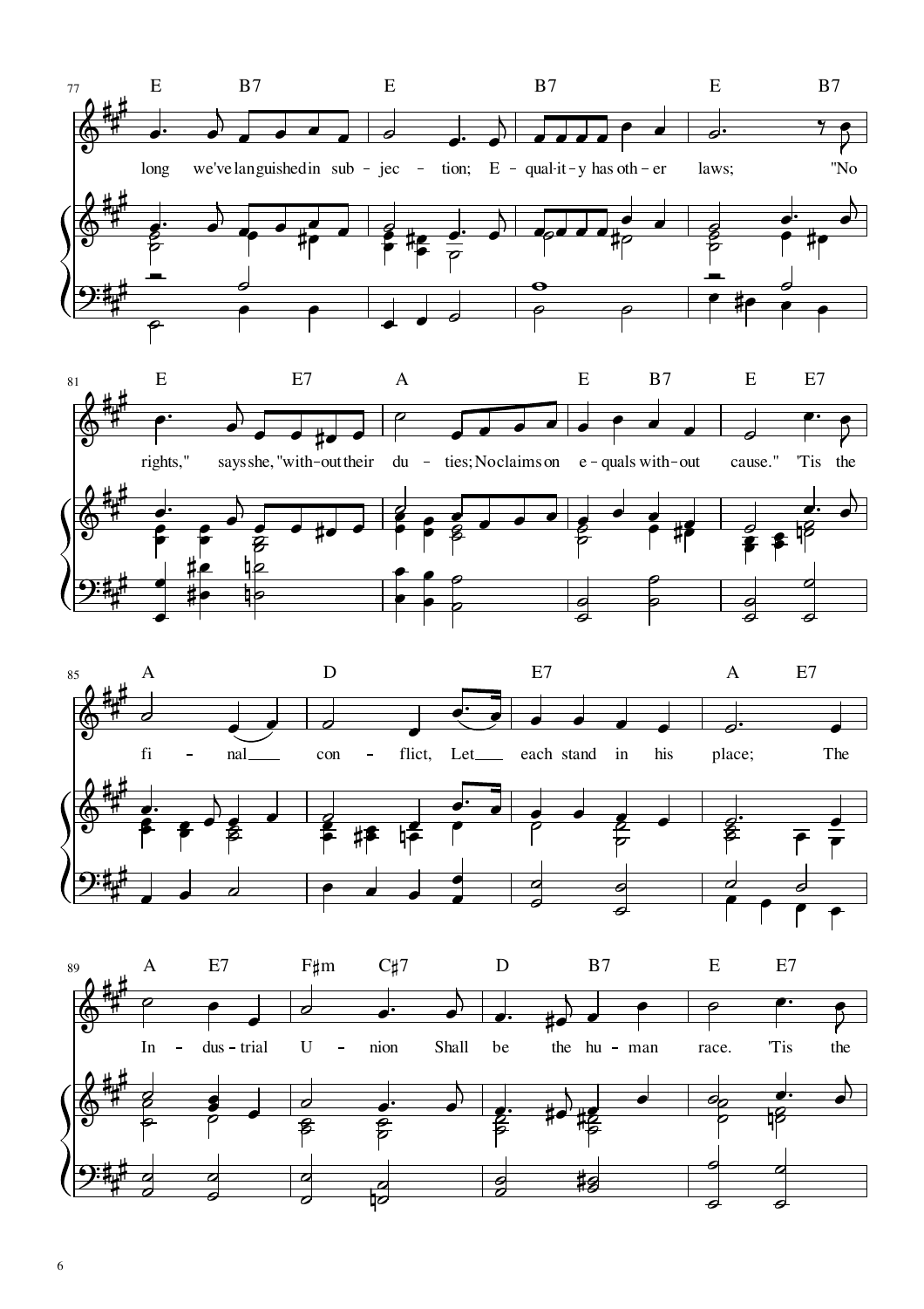77 E B7 E B7 E B7

long we've languished in sub – jec – tion; E – qual-it – y has oth – er laws; "No

81 E E7 A E B7 E E7

rights," says she, "with-out their du – ties; No claims on e – quals with-out cause." 'Tis the

85 A D E7 A E7

fi – nal con – flict, Let each stand in his place; The

89 A E7 F♯m C♯7 D B7 E E7

In – dus – trial U – nion Shall be the hu – man race. 'Tis the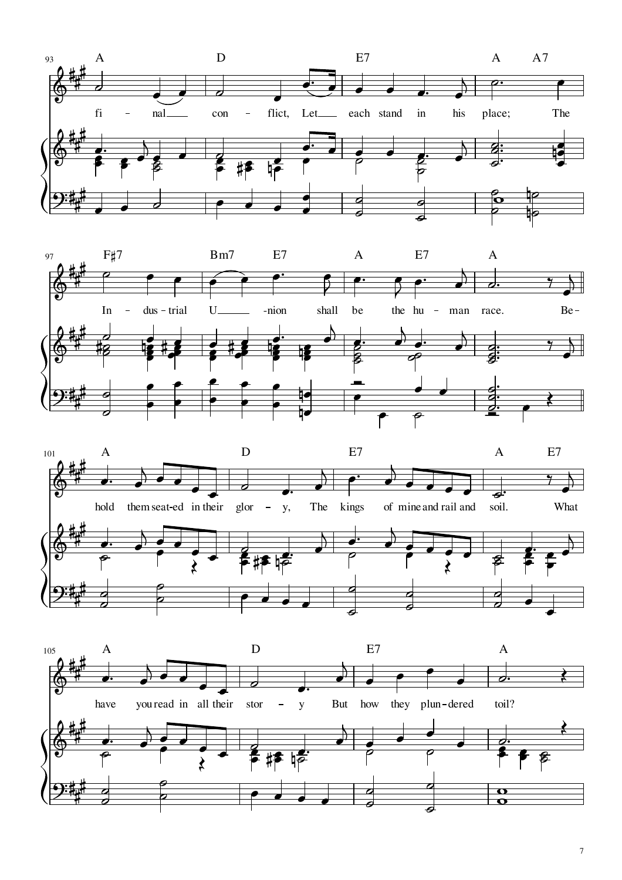93

A D E7 A A7

fi – nal con – flict, Let each stand in his place; The

97

F♯7 Bm7 E7 A E7 A

In – dus – trial U -nion shall be the hu – man race. Be–

101

A D E7 A E7

hold them seat-ed in their glor – y, The kings of mine and rail and soil. What

105

A D E7 A

have you read in all their stor – y But how they plun–dered toil?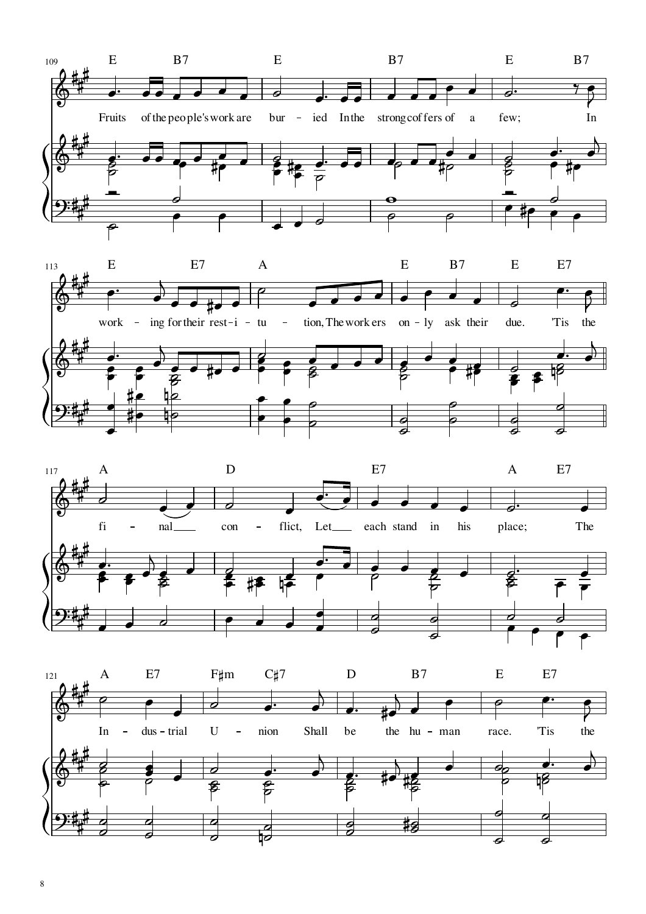109

E B7 | E | B7 | E B7

Fruits of the peo ple's work are bur – ied In the strong cof fers of a few; In

113

E E7 | A | E B7 | E E7

work – ing for their rest – i – tu – tion, The work ers on – ly ask their due. 'Tis the

117

A | D | E7 | A E7

fi – nal con – flict, Let each stand in his place; The

121

A E7 | F♯m C♯7 | D B7 | E E7

In – dus – trial U – nion Shall be the hu – man race. 'Tis the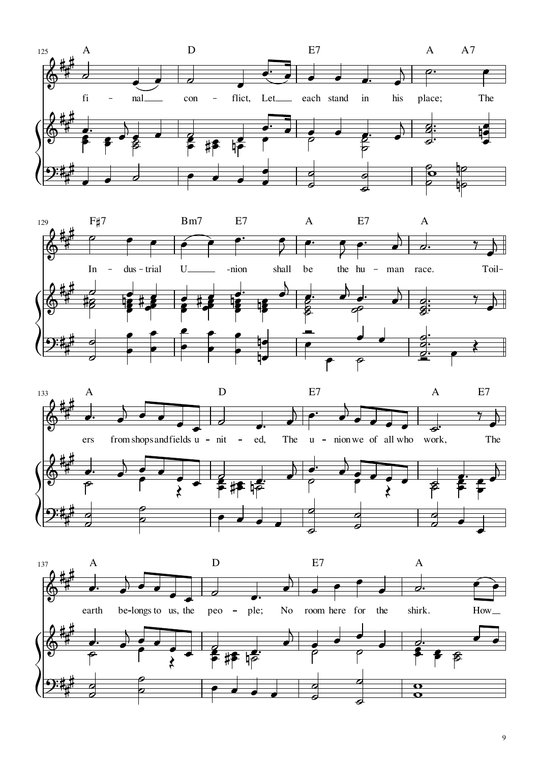125

A D E7 A A7

fi – nal con – flict, Let each stand in his place; The

129

F♯7 Bm7 E7 A E7 A

In – dus – trial U -nion shall be the hu – man race. Toil-

133

A D E7 A E7

ers from shops and fields u – nit – ed, The u – nion we of all who work, The

137

A D E7 A

earth be-longs to us, the peo – ple; No room here for the shirk. How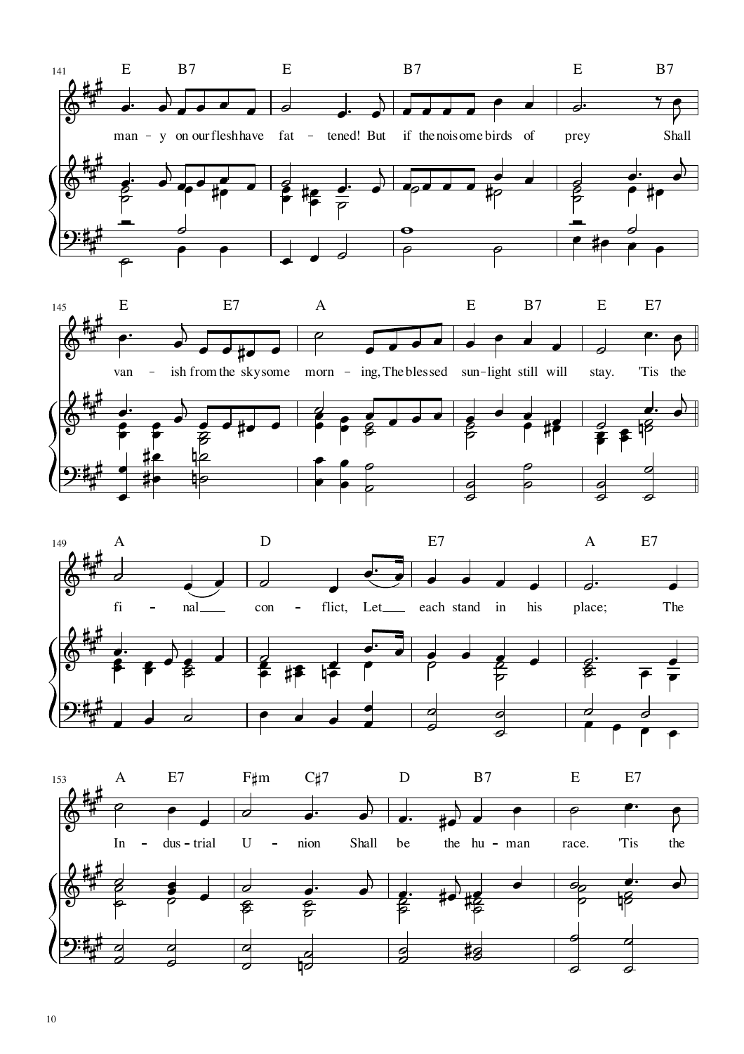141

E B7 E B7 E B7

many on our flesh have fattened! But if the noisome birds of prey Shall

145

E E7 A E B7 E E7

vanish from the sky some morning, The blessed sunlight still will stay. 'Tis the

149

A D E7 A E7

final conflict, Let each stand in his place; The

153

A E7 F♯m C♯7 D B7 E E7

Industrial Union Shall be the human race. 'Tis the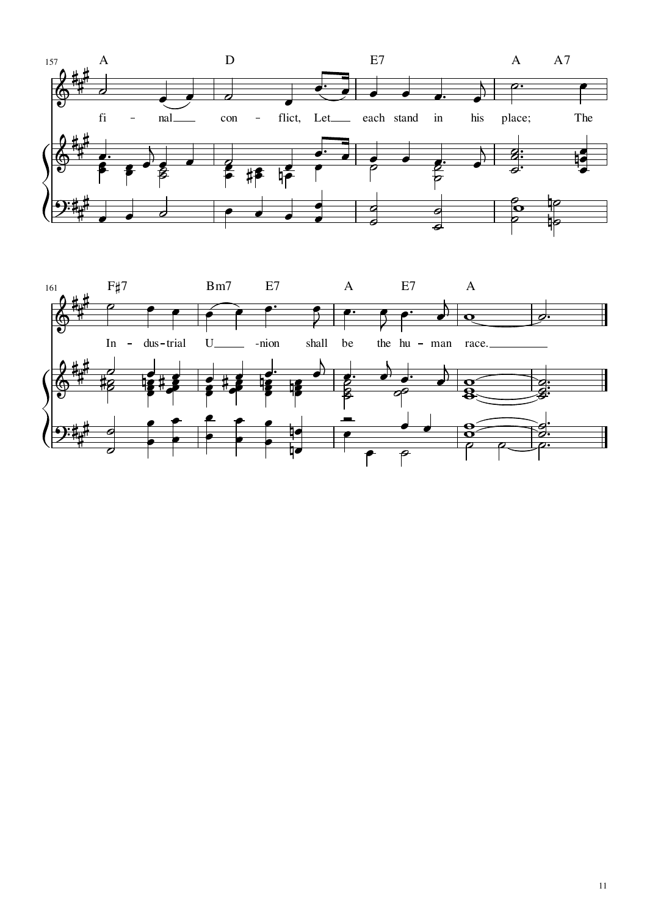157

A D E7 A A7

fi - nal con - flict, Let each stand in his place; The

161

F♯7 Bm7 E7 A E7 A

In - dus-trial U -nion shall be the hu - man race.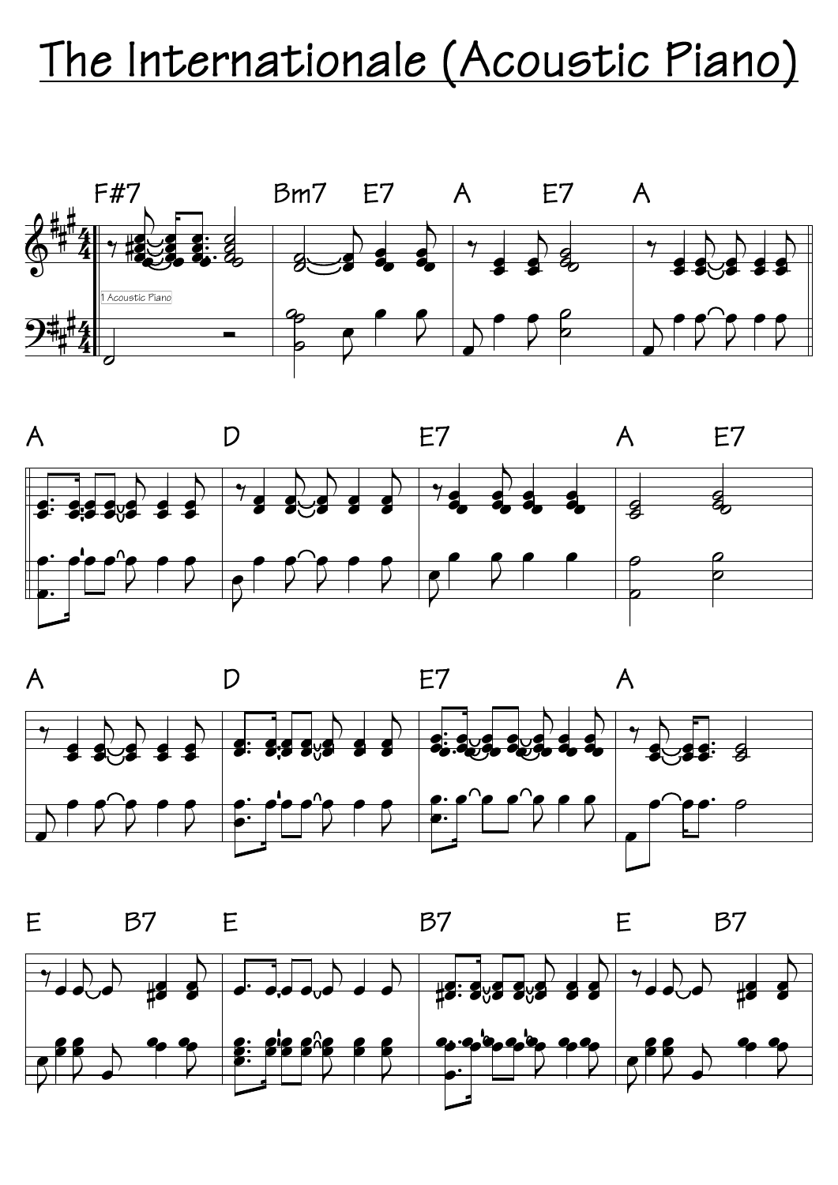# The Internationale (Acoustic Piano)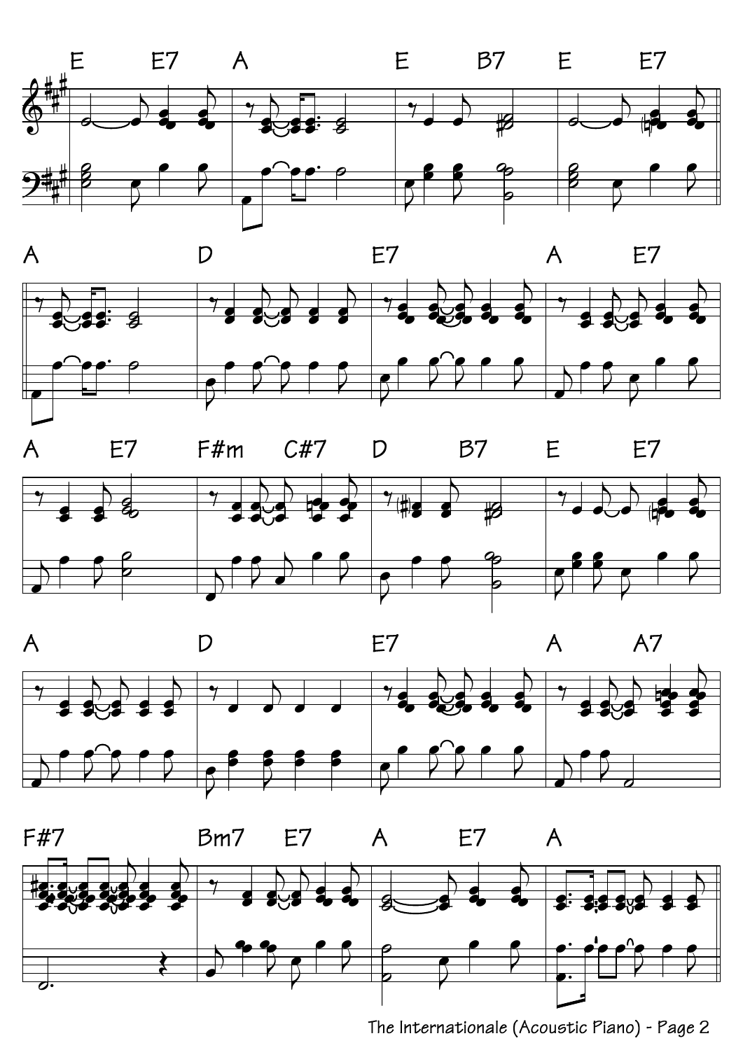E E7 A E B7 E E7

A D E7 A E7

A E7 F#m C#7 D B7 E E7

A D E7 A A7

F#7 Bm7 E7 A E7 A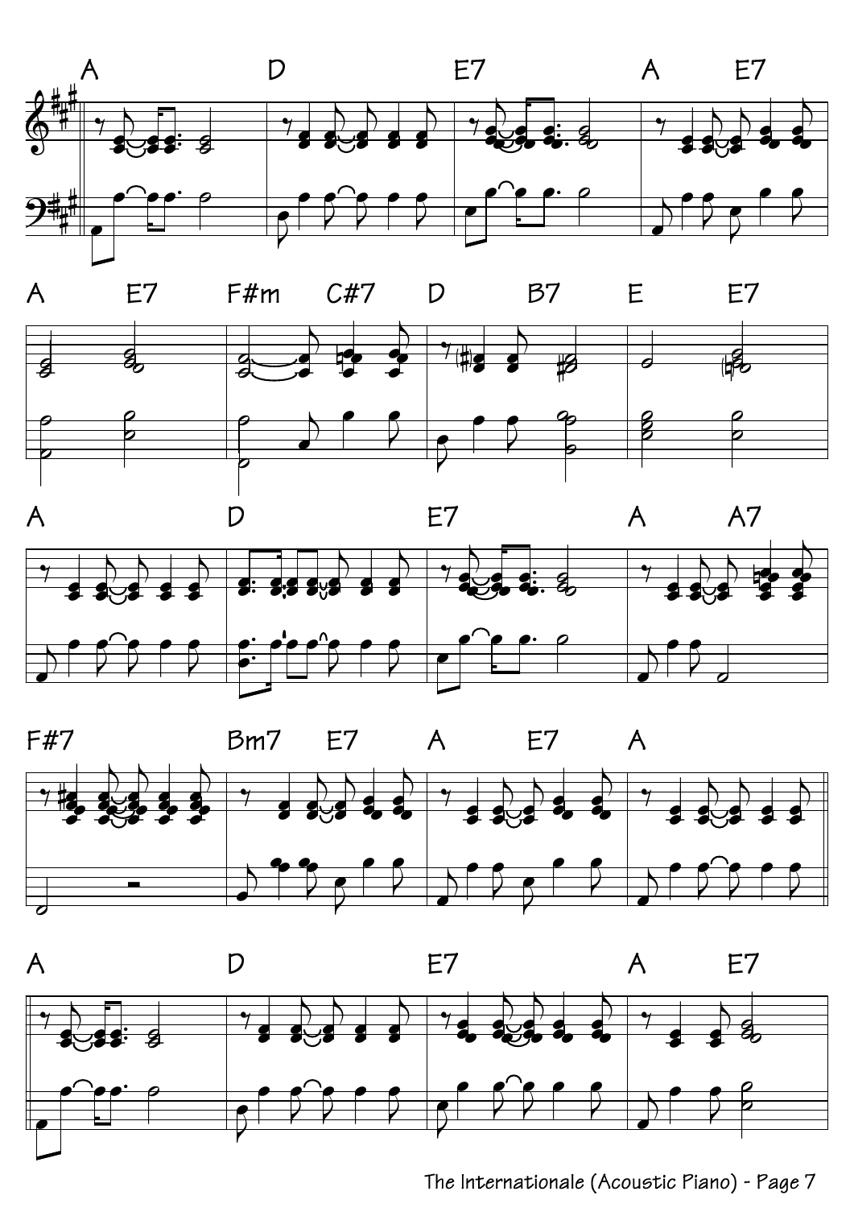A D E7 A E7

A E7 F#m C#7 D B7 E E7

A D E7 A A7

F#7 Bm7 E7 A E7 A

A D E7 A E7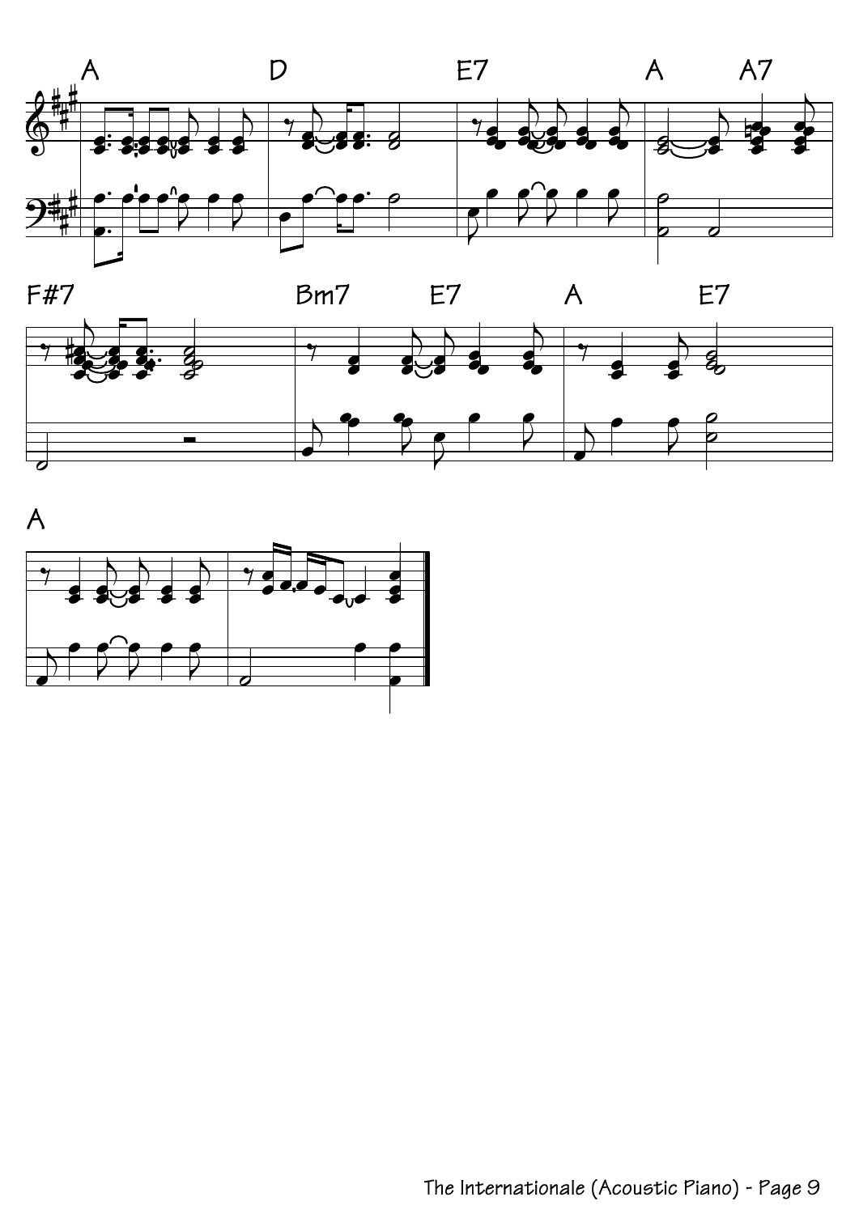A D E7 A A7

F#7 Bm7 E7 A E7

A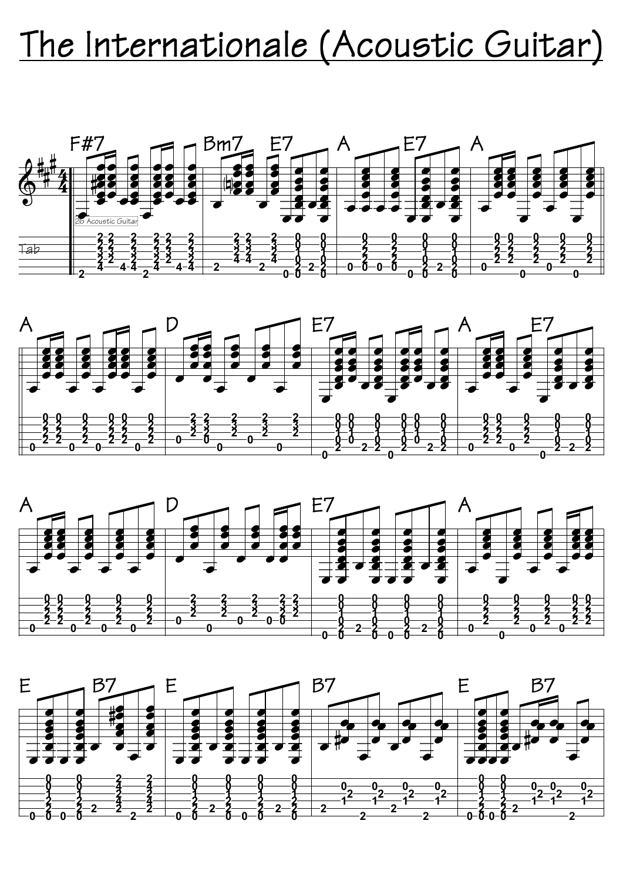# The Internationale (Acoustic Guitar)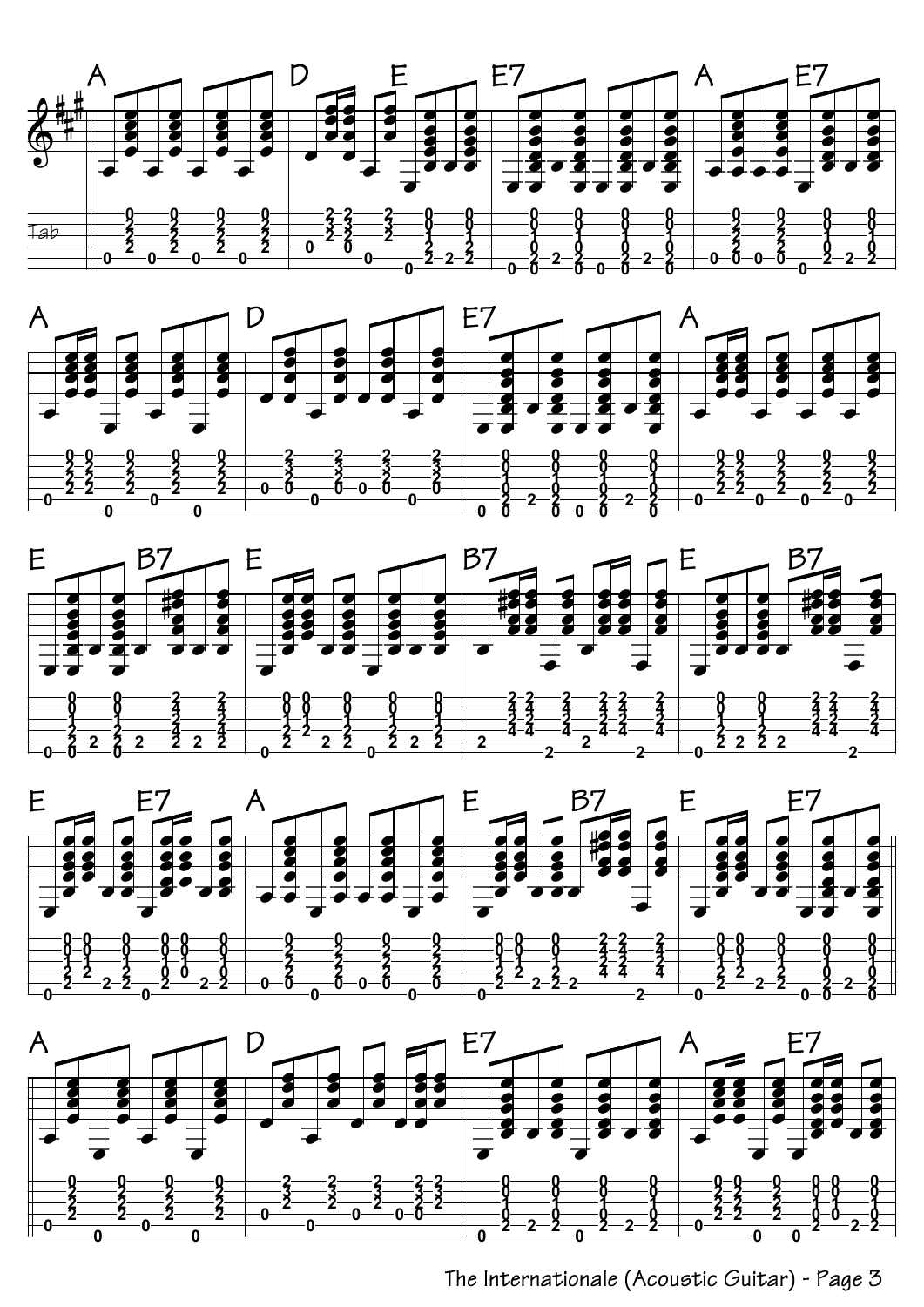A D E E7 A E7

Tab

A D E7 A

E B7 E B7 E B7

E E7 A E B7 E E7

A D E7 A E7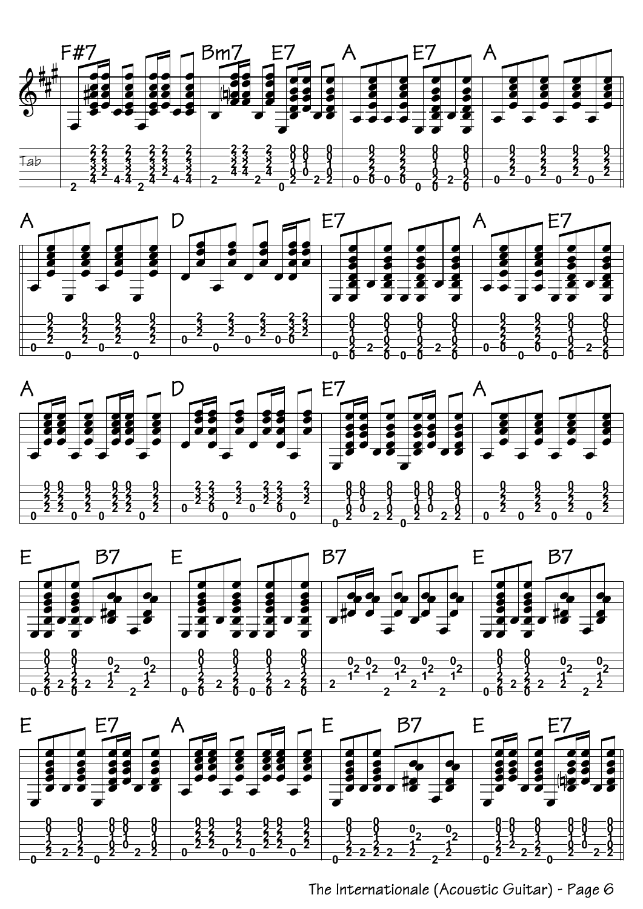F#7 Bm7 E7 A E7 A

A D E7 A E7

A D E7 A

E B7 E B7 E B7

E E7 A E B7 E E7

The Internationale (Acoustic Guitar) - Page 6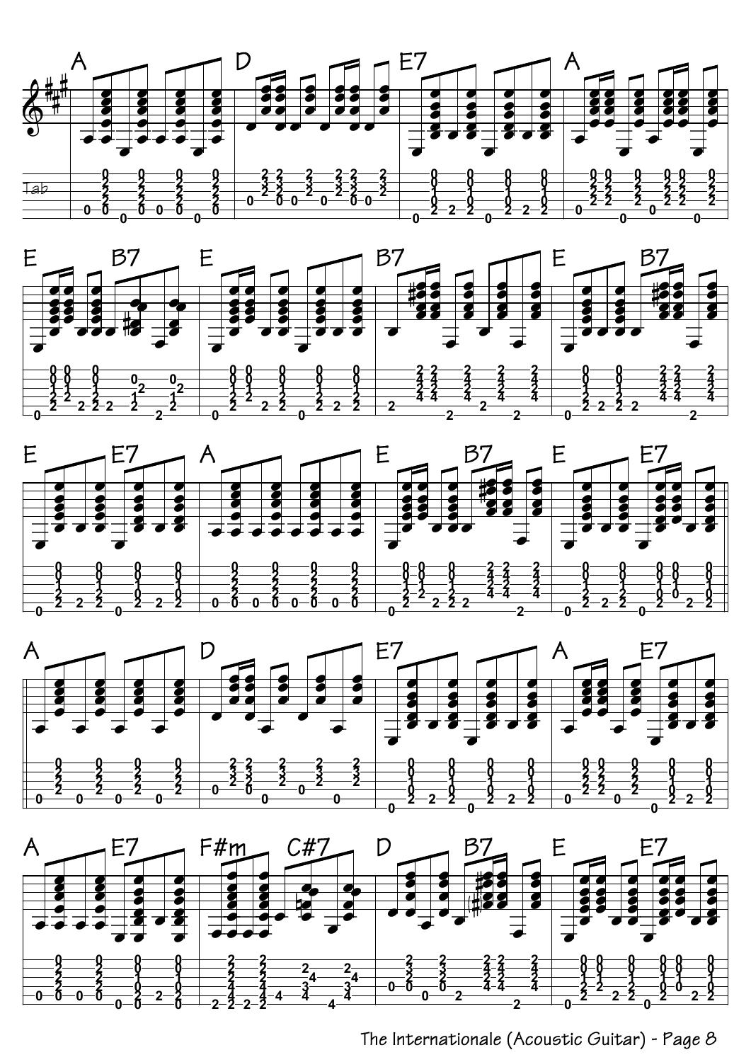A D E7 A

E B7 E B7 E B7

E E7 A E B7 E E7

A D E7 A E7

A E7 F#m C#7 D B7 E E7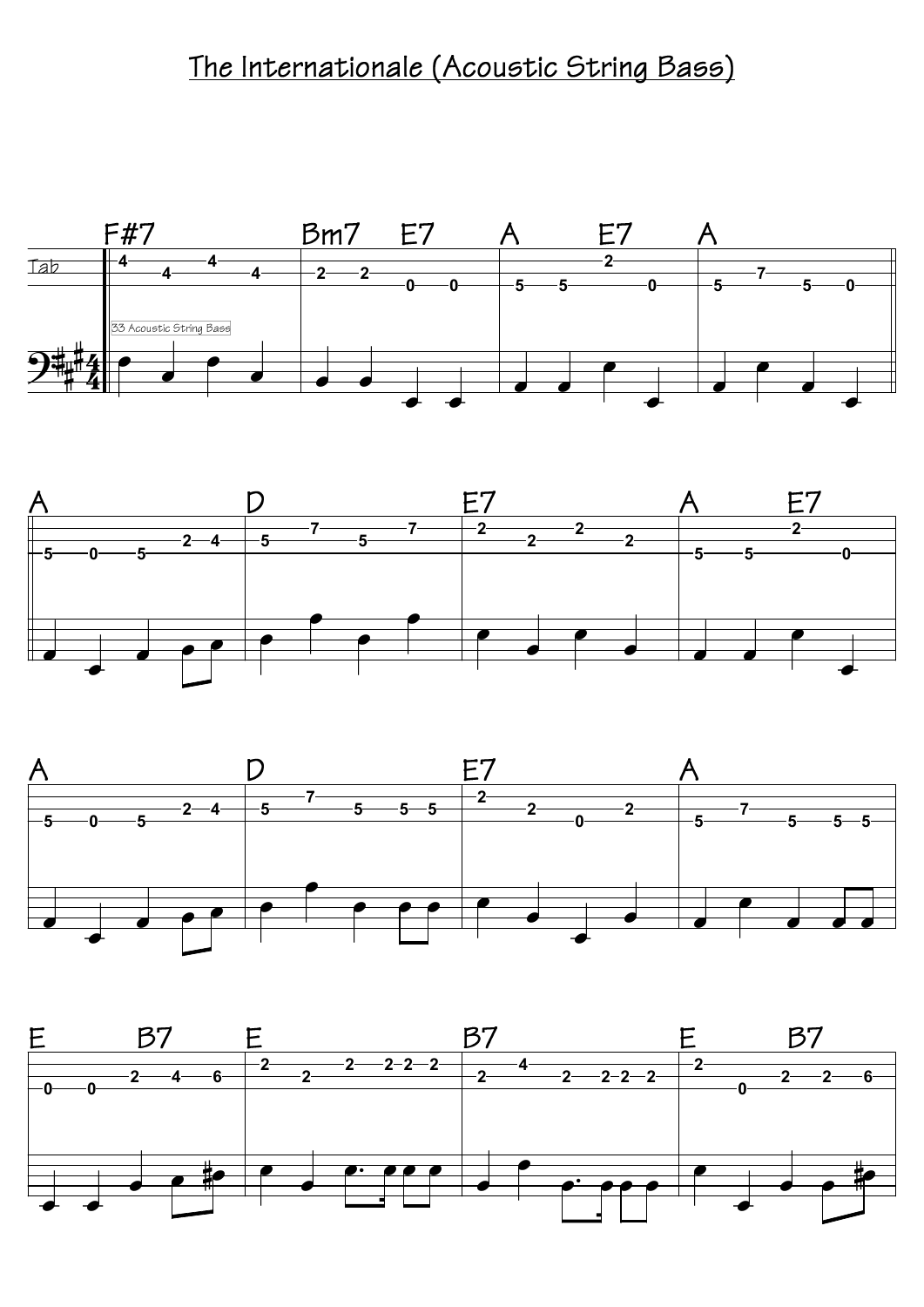# The Internationale (Acoustic String Bass)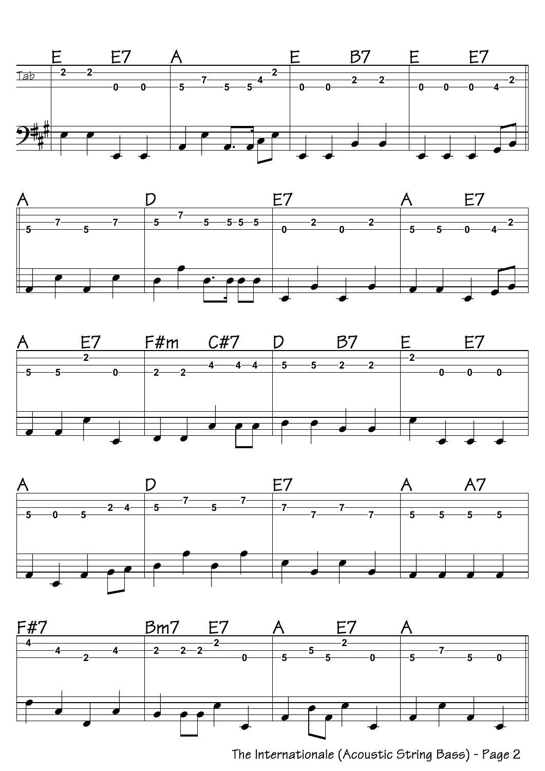E E7 A E B7 E E7

A D E7 A E7

A E7 F#m C#7 D B7 E E7

A D E7 A A7

F#7 Bm7 E7 A E7 A

The Internationale (Acoustic String Bass) - Page 2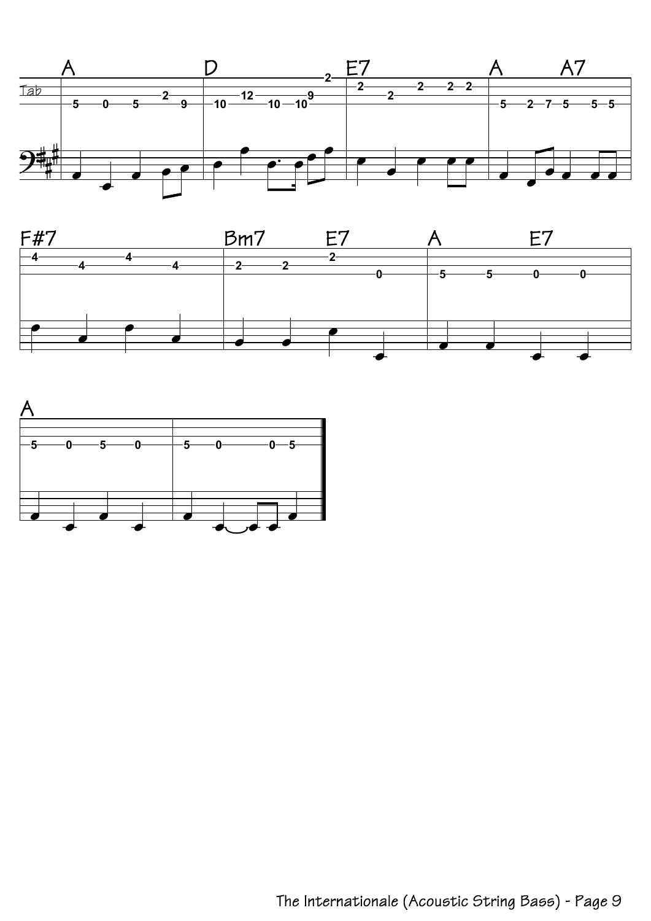A D E7 A A7

Tab

F#7 Bm7 E7 A E7

A